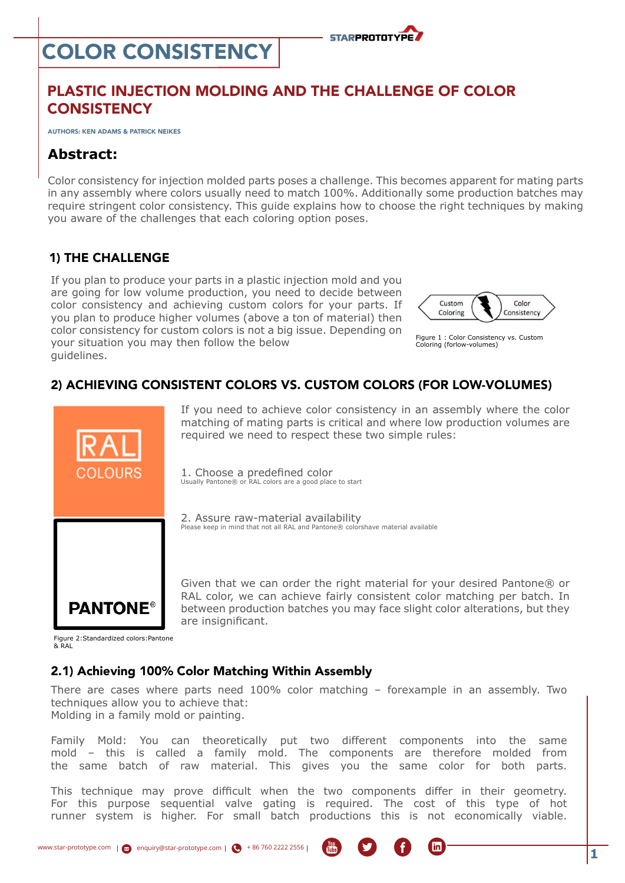# COLOR CONSISTENCY

## PLASTIC INJECTION MOLDING AND THE CHALLENGE OF COLOR CONSISTENCY

AUTHORS: KEN ADAMS & PATRICK NEIKES

### Abstract:

Color consistency for injection molded parts poses a challenge. This becomes apparent for mating parts in any assembly where colors usually need to match 100%. Additionally some production batches may require stringent color consistency. This guide explains how to choose the right techniques by making you aware of the challenges that each coloring option poses.

### 1) THE CHALLENGE

If you plan to produce your parts in a plastic injection mold and you are going for low volume production, you need to decide between color consistency and achieving custom colors for your parts. If you plan to produce higher volumes (above a ton of material) then color consistency for custom colors is not a big issue. Depending on your situation you may then follow the below guidelines.

Custom Coloring | Color Consistency

Figure 1 : Color Consistency vs. Custom Coloring (forlow-volumes)

### 2) ACHIEVING CONSISTENT COLORS VS. CUSTOM COLORS (FOR LOW-VOLUMES)

If you need to achieve color consistency in an assembly where the color matching of mating parts is critical and where low production volumes are required we need to respect these two simple rules:

1. Choose a predefined color
   Usually Pantone® or RAL colors are a good place to start

2. Assure raw-material availability
   Please keep in mind that not all RAL and Pantone® colorshave material available

Given that we can order the right material for your desired Pantone® or RAL color, we can achieve fairly consistent color matching per batch. In between production batches you may face slight color alterations, but they are insignificant.

RAL COLOURS

PANTONE®

Figure 2:Standardized colors:Pantone & RAL

### 2.1) Achieving 100% Color Matching Within Assembly

There are cases where parts need 100% color matching – forexample in an assembly. Two techniques allow you to achieve that:
Molding in a family mold or painting.

Family Mold: You can theoretically put two different components into the same mold – this is called a family mold. The components are therefore molded from the same batch of raw material. This gives you the same color for both parts.

This technique may prove difficult when the two components differ in their geometry. For this purpose sequential valve gating is required. The cost of this type of hot runner system is higher. For small batch productions this is not economically viable.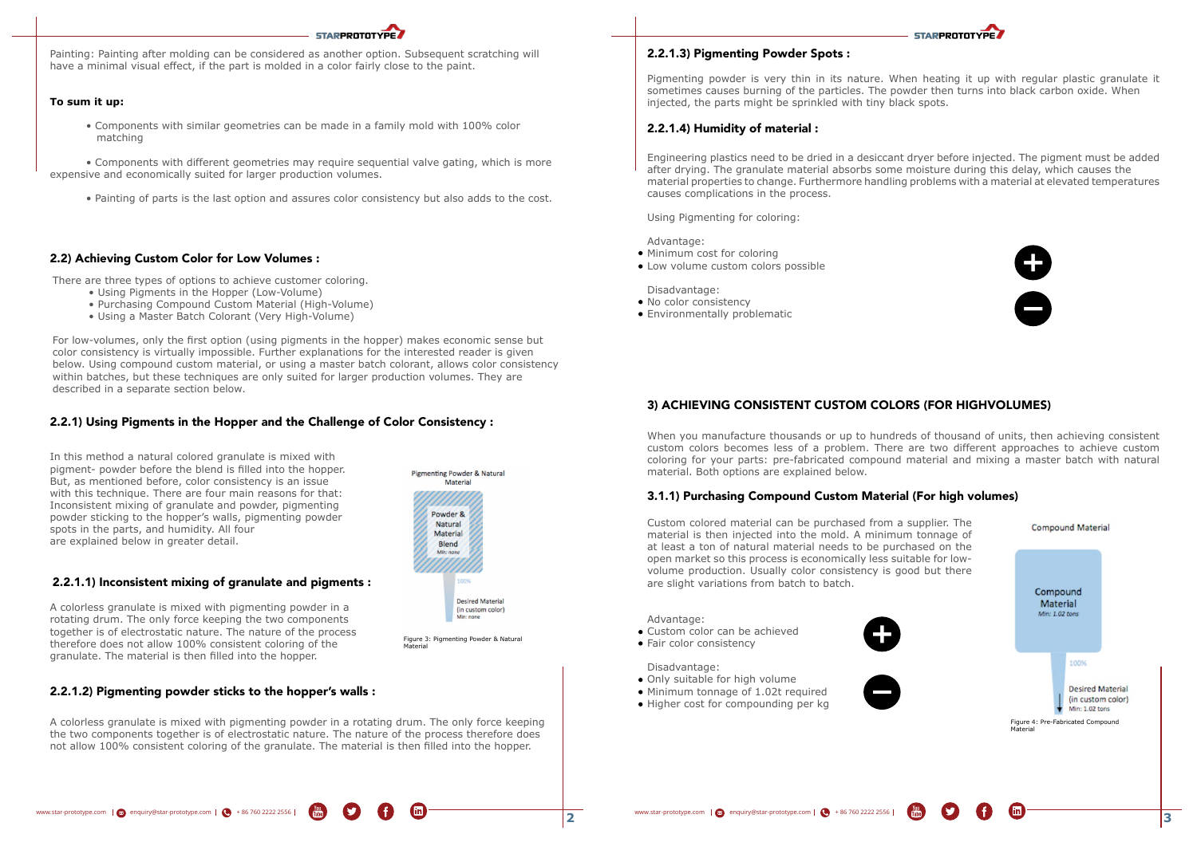Painting: Painting after molding can be considered as another option. Subsequent scratching will have a minimal visual effect, if the part is molded in a color fairly close to the paint.

**To sum it up:**

- Components with similar geometries can be made in a family mold with 100% color matching
- Components with different geometries may require sequential valve gating, which is more expensive and economically suited for larger production volumes.
- Painting of parts is the last option and assures color consistency but also adds to the cost.

## 2.2) Achieving Custom Color for Low Volumes :

There are three types of options to achieve customer coloring.

- Using Pigments in the Hopper (Low-Volume)
- Purchasing Compound Custom Material (High-Volume)
- Using a Master Batch Colorant (Very High-Volume)

For low-volumes, only the first option (using pigments in the hopper) makes economic sense but color consistency is virtually impossible. Further explanations for the interested reader is given below. Using compound custom material, or using a master batch colorant, allows color consistency within batches, but these techniques are only suited for larger production volumes. They are described in a separate section below.

### 2.2.1) Using Pigments in the Hopper and the Challenge of Color Consistency :

In this method a natural colored granulate is mixed with pigment- powder before the blend is filled into the hopper. But, as mentioned before, color consistency is an issue with this technique. There are four main reasons for that: Inconsistent mixing of granulate and powder, pigmenting powder sticking to the hopper's walls, pigmenting powder spots in the parts, and humidity. All four are explained below in greater detail.

Pigmenting Powder & Natural Material

Powder & Natural Material Blend
Min: none

100%

Desired Material (in custom color)
Min: none

Figure 3: Pigmenting Powder & Natural Material

#### 2.2.1.1) Inconsistent mixing of granulate and pigments :

A colorless granulate is mixed with pigmenting powder in a rotating drum. The only force keeping the two components together is of electrostatic nature. The nature of the process therefore does not allow 100% consistent coloring of the granulate. The material is then filled into the hopper.

#### 2.2.1.2) Pigmenting powder sticks to the hopper's walls :

A colorless granulate is mixed with pigmenting powder in a rotating drum. The only force keeping the two components together is of electrostatic nature. The nature of the process therefore does not allow 100% consistent coloring of the granulate. The material is then filled into the hopper.

#### 2.2.1.3) Pigmenting Powder Spots :

Pigmenting powder is very thin in its nature. When heating it up with regular plastic granulate it sometimes causes burning of the particles. The powder then turns into black carbon oxide. When injected, the parts might be sprinkled with tiny black spots.

#### 2.2.1.4) Humidity of material :

Engineering plastics need to be dried in a desiccant dryer before injected. The pigment must be added after drying. The granulate material absorbs some moisture during this delay, which causes the material properties to change. Furthermore handling problems with a material at elevated temperatures causes complications in the process.

Using Pigmenting for coloring:

Advantage:

- Minimum cost for coloring
- Low volume custom colors possible

Disadvantage:

- No color consistency
- Environmentally problematic

## 3) ACHIEVING CONSISTENT CUSTOM COLORS (FOR HIGHVOLUMES)

When you manufacture thousands or up to hundreds of thousand of units, then achieving consistent custom colors becomes less of a problem. There are two different approaches to achieve custom coloring for your parts: pre-fabricated compound material and mixing a master batch with natural material. Both options are explained below.

### 3.1.1) Purchasing Compound Custom Material (For high volumes)

Custom colored material can be purchased from a supplier. The material is then injected into the mold. A minimum tonnage of at least a ton of natural material needs to be purchased on the open market so this process is economically less suitable for low-volume production. Usually color consistency is good but there are slight variations from batch to batch.

Advantage:

- Custom color can be achieved
- Fair color consistency

Disadvantage:

- Only suitable for high volume
- Minimum tonnage of 1.02t required
- Higher cost for compounding per kg

Compound Material

Compound Material
Min: 1.02 tons

100%

Desired Material (in custom color)
Min: 1.02 tons

Figure 4: Pre-Fabricated Compound Material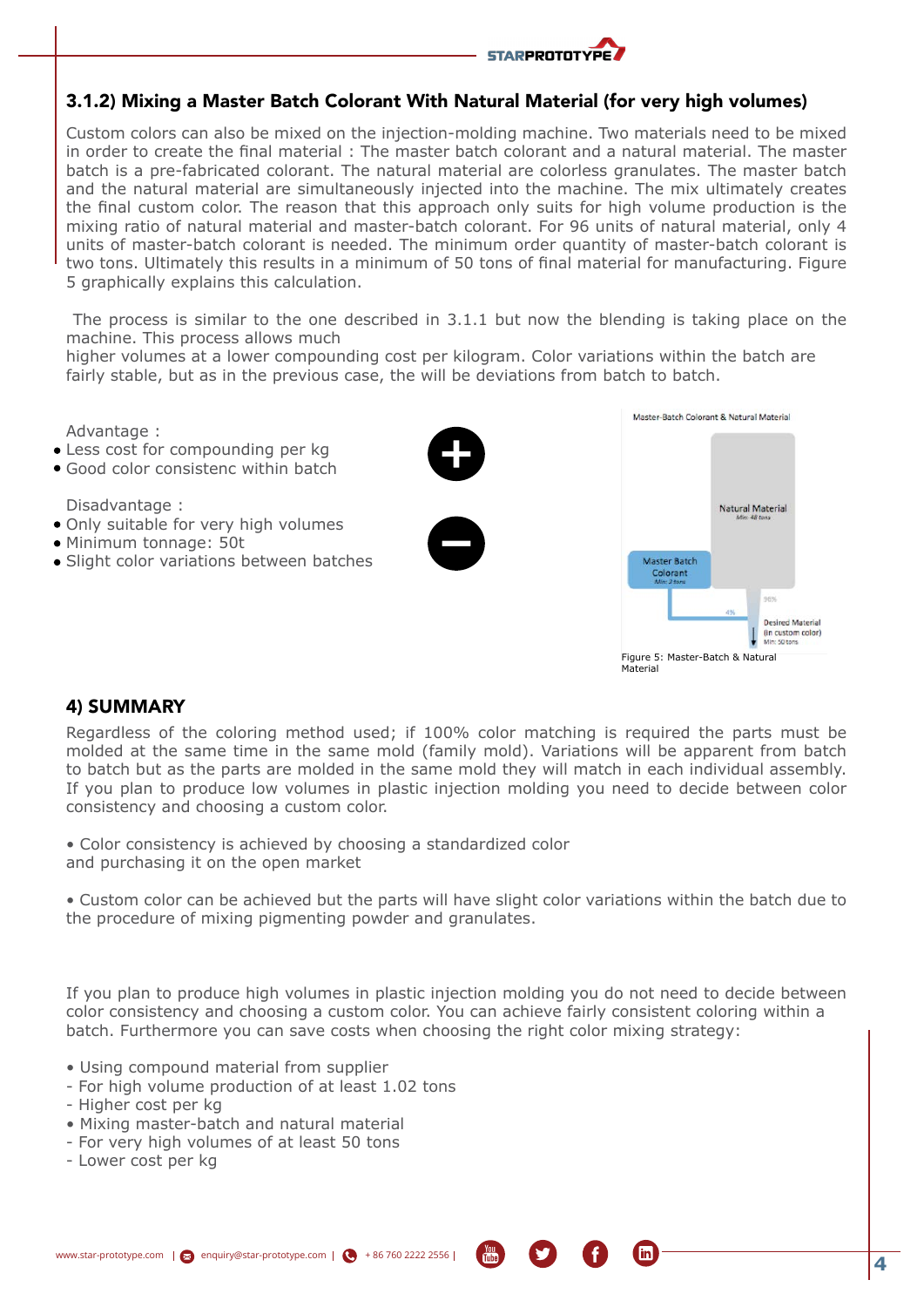### 3.1.2) Mixing a Master Batch Colorant With Natural Material (for very high volumes)

Custom colors can also be mixed on the injection-molding machine. Two materials need to be mixed in order to create the final material : The master batch colorant and a natural material. The master batch is a pre-fabricated colorant. The natural material are colorless granulates. The master batch and the natural material are simultaneously injected into the machine. The mix ultimately creates the final custom color. The reason that this approach only suits for high volume production is the mixing ratio of natural material and master-batch colorant. For 96 units of natural material, only 4 units of master-batch colorant is needed. The minimum order quantity of master-batch colorant is two tons. Ultimately this results in a minimum of 50 tons of final material for manufacturing. Figure 5 graphically explains this calculation.

The process is similar to the one described in 3.1.1 but now the blending is taking place on the machine. This process allows much higher volumes at a lower compounding cost per kilogram. Color variations within the batch are fairly stable, but as in the previous case, the will be deviations from batch to batch.

Advantage :

- Less cost for compounding per kg
- Good color consistenc within batch

Disadvantage :

- Only suitable for very high volumes
- Minimum tonnage: 50t
- Slight color variations between batches

Master-Batch Colorant & Natural Material

Natural Material
Min: 48 tons

Master Batch Colorant
Min: 2 tons

4%

96%

Desired Material (in custom color)
Min: 50 tons

Figure 5: Master-Batch & Natural Material

## 4) SUMMARY

Regardless of the coloring method used; if 100% color matching is required the parts must be molded at the same time in the same mold (family mold). Variations will be apparent from batch to batch but as the parts are molded in the same mold they will match in each individual assembly. If you plan to produce low volumes in plastic injection molding you need to decide between color consistency and choosing a custom color.

• Color consistency is achieved by choosing a standardized color and purchasing it on the open market

• Custom color can be achieved but the parts will have slight color variations within the batch due to the procedure of mixing pigmenting powder and granulates.

If you plan to produce high volumes in plastic injection molding you do not need to decide between color consistency and choosing a custom color. You can achieve fairly consistent coloring within a batch. Furthermore you can save costs when choosing the right color mixing strategy:

• Using compound material from supplier
- For high volume production of at least 1.02 tons
- Higher cost per kg

• Mixing master-batch and natural material
- For very high volumes of at least 50 tons
- Lower cost per kg